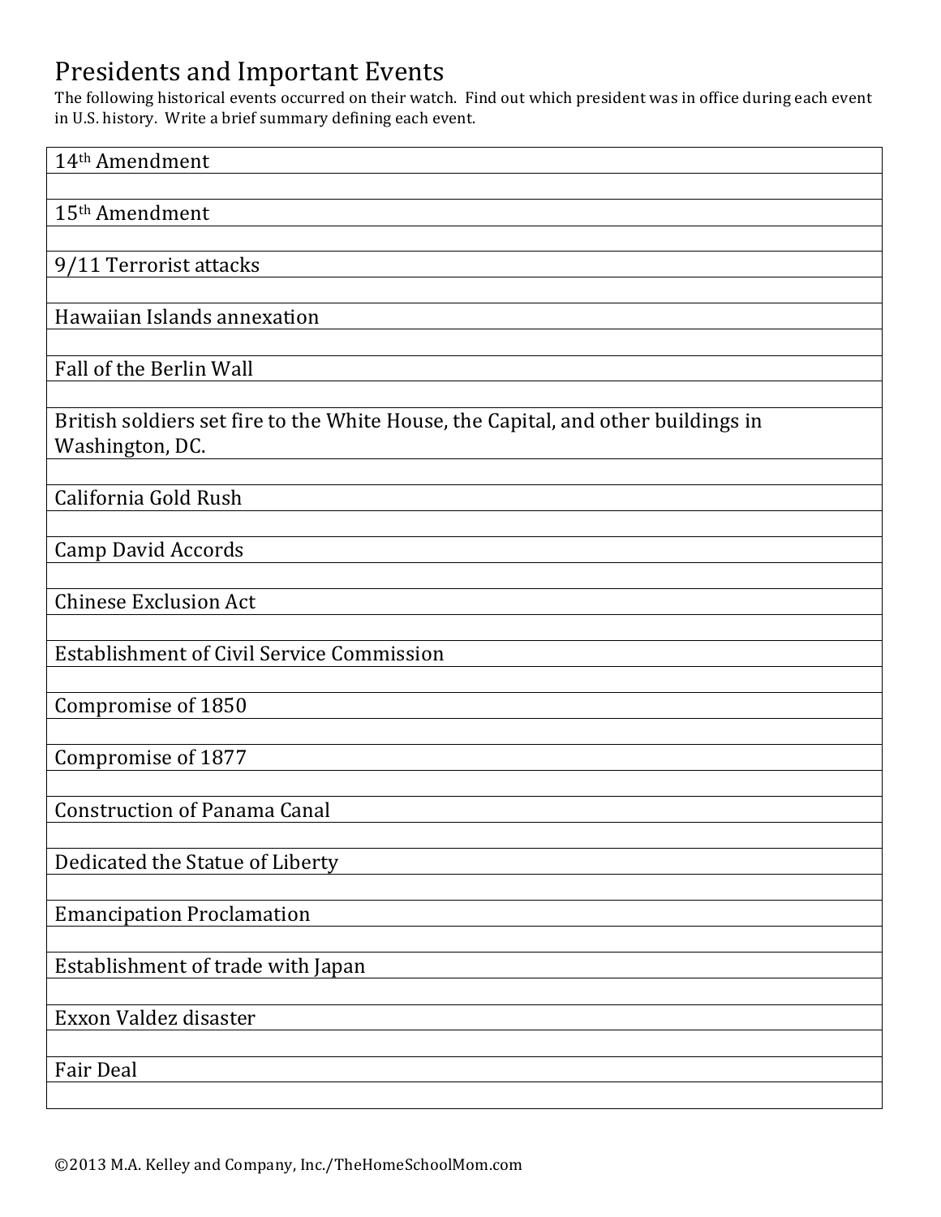# Presidents and Important Events

The following historical events occurred on their watch. Find out which president was in office during each event in U.S. history. Write a brief summary defining each event.

| 14th Amendment |
|---|
| |
| 15th Amendment |
| |
| 9/11 Terrorist attacks |
| |
| Hawaiian Islands annexation |
| |
| Fall of the Berlin Wall |
| |
| British soldiers set fire to the White House, the Capital, and other buildings in Washington, DC. |
| |
| California Gold Rush |
| |
| Camp David Accords |
| |
| Chinese Exclusion Act |
| |
| Establishment of Civil Service Commission |
| |
| Compromise of 1850 |
| |
| Compromise of 1877 |
| |
| Construction of Panama Canal |
| |
| Dedicated the Statue of Liberty |
| |
| Emancipation Proclamation |
| |
| Establishment of trade with Japan |
| |
| Exxon Valdez disaster |
| |
| Fair Deal |
| |

©2013 M.A. Kelley and Company, Inc./TheHomeSchoolMom.com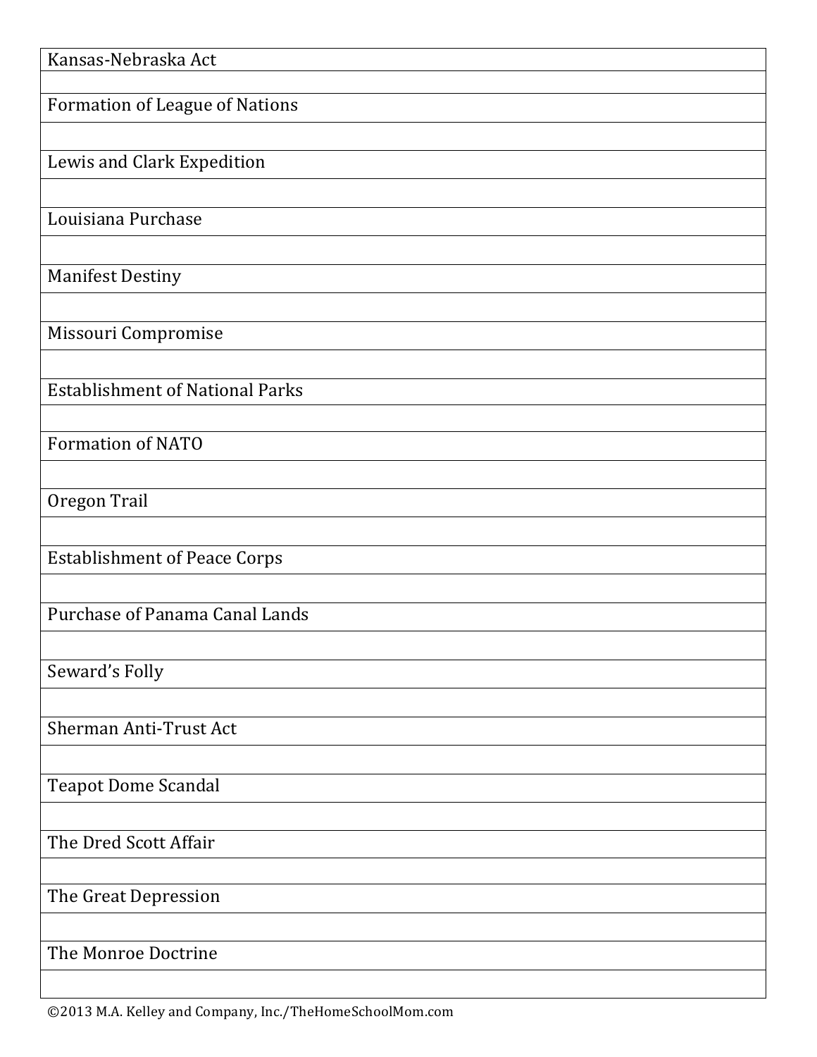| Kansas-Nebraska Act |
| --- |
| |
| Formation of League of Nations |
| |
| Lewis and Clark Expedition |
| |
| Louisiana Purchase |
| |
| Manifest Destiny |
| |
| Missouri Compromise |
| |
| Establishment of National Parks |
| |
| Formation of NATO |
| |
| Oregon Trail |
| |
| Establishment of Peace Corps |
| |
| Purchase of Panama Canal Lands |
| |
| Seward's Folly |
| |
| Sherman Anti-Trust Act |
| |
| Teapot Dome Scandal |
| |
| The Dred Scott Affair |
| |
| The Great Depression |
| |
| The Monroe Doctrine |
| |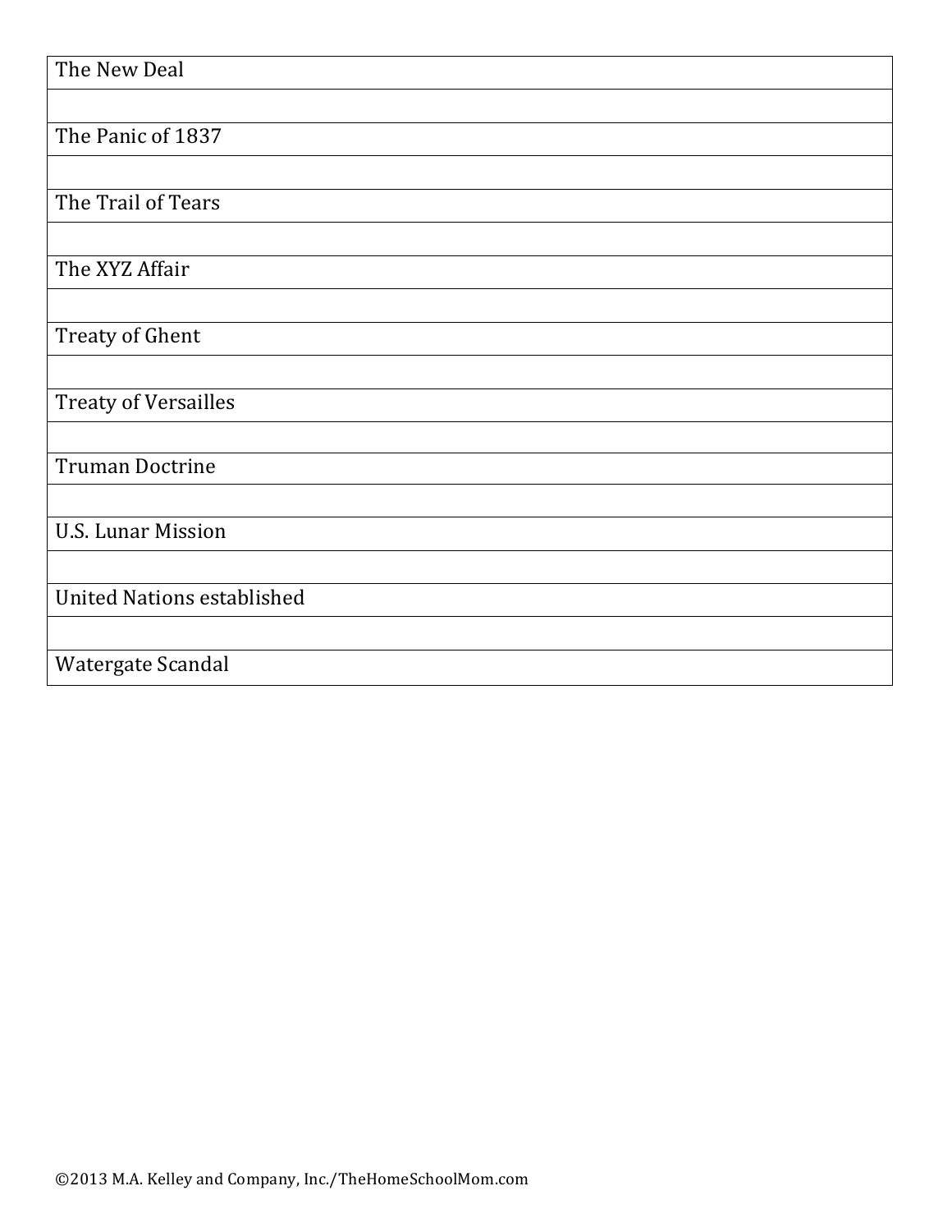| |
|---|
| The New Deal |
| |
| The Panic of 1837 |
| |
| The Trail of Tears |
| |
| The XYZ Affair |
| |
| Treaty of Ghent |
| |
| Treaty of Versailles |
| |
| Truman Doctrine |
| |
| U.S. Lunar Mission |
| |
| United Nations established |
| |
| Watergate Scandal |

©2013 M.A. Kelley and Company, Inc./TheHomeSchoolMom.com